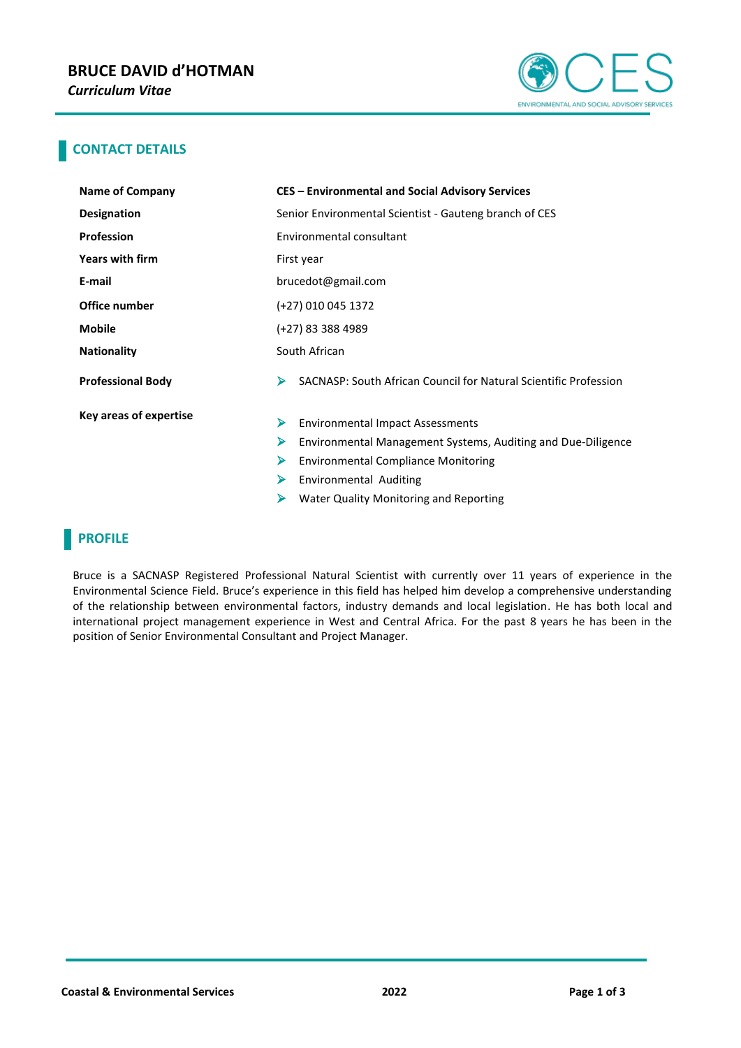# BRUCE DAVID d'HOTMAN

*Curriculum Vitae*

## CONTACT DETAILS

| | |
|---|---|
| **Name of Company** | **CES – Environmental and Social Advisory Services** |
| **Designation** | Senior Environmental Scientist - Gauteng branch of CES |
| **Profession** | Environmental consultant |
| **Years with firm** | First year |
| **E-mail** | brucedot@gmail.com |
| **Office number** | (+27) 010 045 1372 |
| **Mobile** | (+27) 83 388 4989 |
| **Nationality** | South African |
| **Professional Body** | ➢ SACNASP: South African Council for Natural Scientific Profession |
| **Key areas of expertise** | ➢ Environmental Impact Assessments<br>➢ Environmental Management Systems, Auditing and Due-Diligence<br>➢ Environmental Compliance Monitoring<br>➢ Environmental Auditing<br>➢ Water Quality Monitoring and Reporting |

## PROFILE

Bruce is a SACNASP Registered Professional Natural Scientist with currently over 11 years of experience in the Environmental Science Field. Bruce's experience in this field has helped him develop a comprehensive understanding of the relationship between environmental factors, industry demands and local legislation. He has both local and international project management experience in West and Central Africa. For the past 8 years he has been in the position of Senior Environmental Consultant and Project Manager.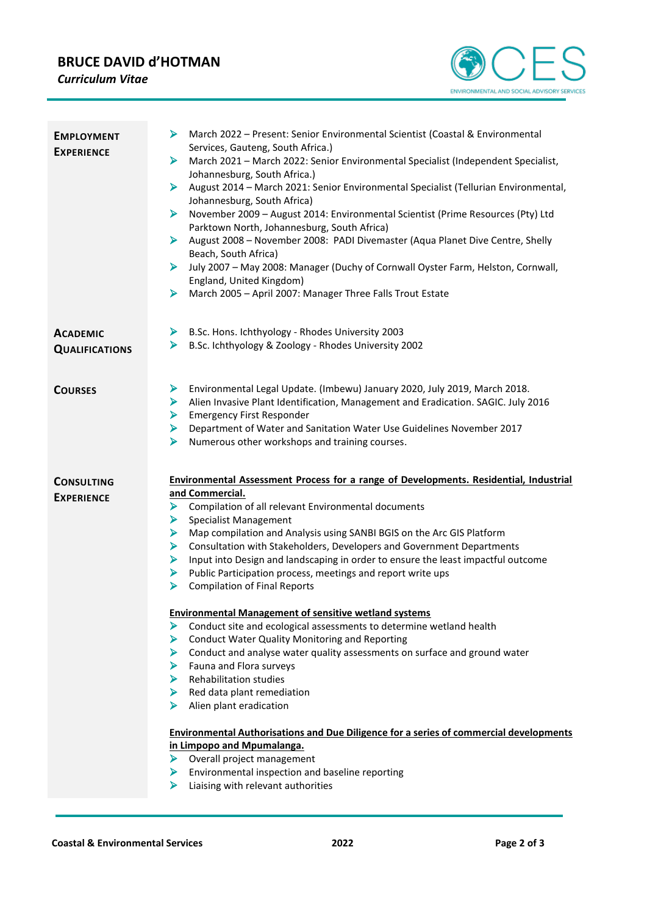## Employment Experience

- March 2022 – Present: Senior Environmental Scientist (Coastal & Environmental Services, Gauteng, South Africa.)
- March 2021 – March 2022: Senior Environmental Specialist (Independent Specialist, Johannesburg, South Africa.)
- August 2014 – March 2021: Senior Environmental Specialist (Tellurian Environmental, Johannesburg, South Africa)
- November 2009 – August 2014: Environmental Scientist (Prime Resources (Pty) Ltd Parktown North, Johannesburg, South Africa)
- August 2008 – November 2008: PADI Divemaster (Aqua Planet Dive Centre, Shelly Beach, South Africa)
- July 2007 – May 2008: Manager (Duchy of Cornwall Oyster Farm, Helston, Cornwall, England, United Kingdom)
- March 2005 – April 2007: Manager Three Falls Trout Estate

## Academic Qualifications

- B.Sc. Hons. Ichthyology - Rhodes University 2003
- B.Sc. Ichthyology & Zoology - Rhodes University 2002

## Courses

- Environmental Legal Update. (Imbewu) January 2020, July 2019, March 2018.
- Alien Invasive Plant Identification, Management and Eradication. SAGIC. July 2016
- Emergency First Responder
- Department of Water and Sanitation Water Use Guidelines November 2017
- Numerous other workshops and training courses.

## Consulting Experience

**Environmental Assessment Process for a range of Developments. Residential, Industrial and Commercial.**

- Compilation of all relevant Environmental documents
- Specialist Management
- Map compilation and Analysis using SANBI BGIS on the Arc GIS Platform
- Consultation with Stakeholders, Developers and Government Departments
- Input into Design and landscaping in order to ensure the least impactful outcome
- Public Participation process, meetings and report write ups
- Compilation of Final Reports

**Environmental Management of sensitive wetland systems**

- Conduct site and ecological assessments to determine wetland health
- Conduct Water Quality Monitoring and Reporting
- Conduct and analyse water quality assessments on surface and ground water
- Fauna and Flora surveys
- Rehabilitation studies
- Red data plant remediation
- Alien plant eradication

**Environmental Authorisations and Due Diligence for a series of commercial developments in Limpopo and Mpumalanga.**

- Overall project management
- Environmental inspection and baseline reporting
- Liaising with relevant authorities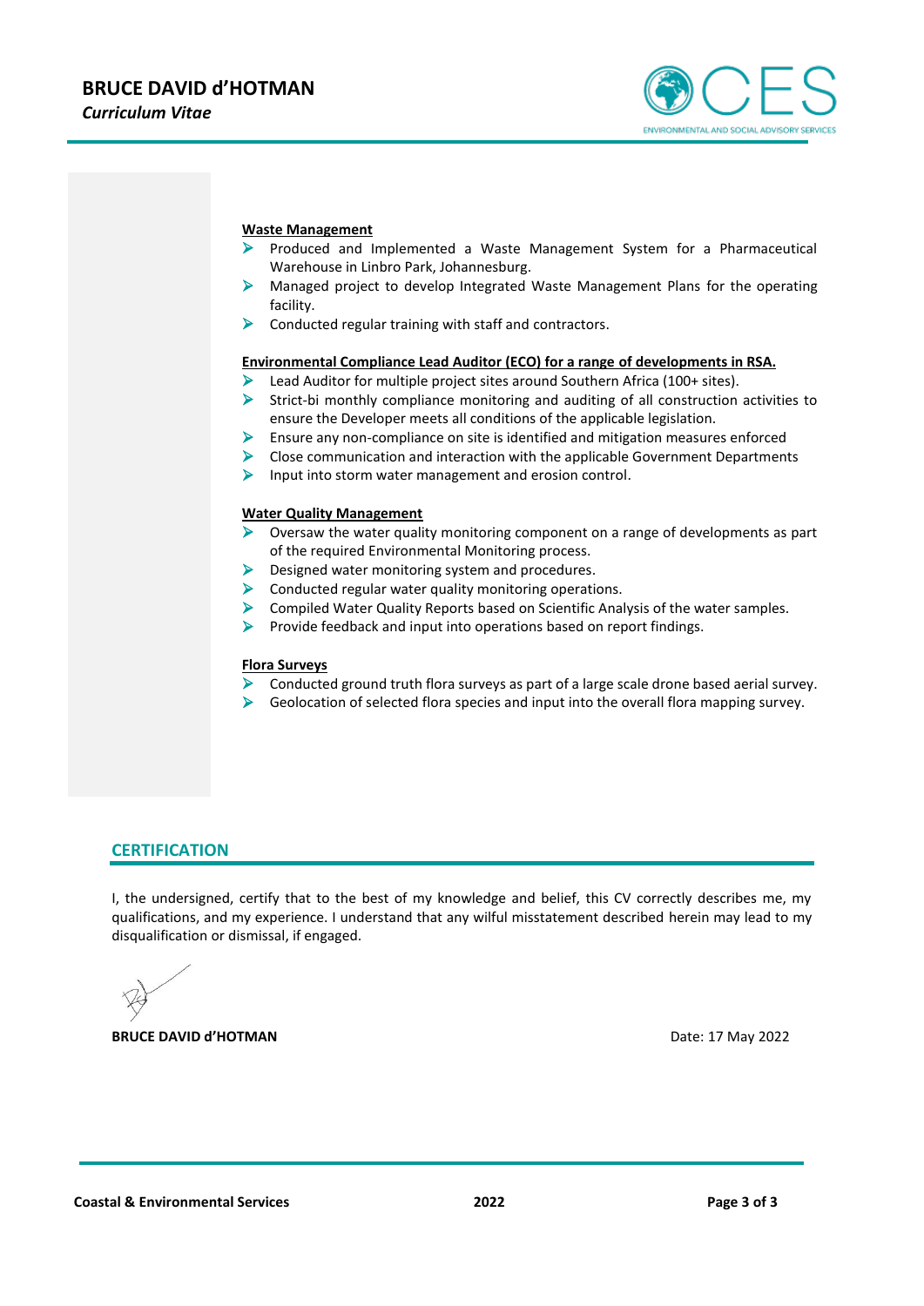**Waste Management**

- Produced and Implemented a Waste Management System for a Pharmaceutical Warehouse in Linbro Park, Johannesburg.
- Managed project to develop Integrated Waste Management Plans for the operating facility.
- Conducted regular training with staff and contractors.

**Environmental Compliance Lead Auditor (ECO) for a range of developments in RSA.**

- Lead Auditor for multiple project sites around Southern Africa (100+ sites).
- Strict-bi monthly compliance monitoring and auditing of all construction activities to ensure the Developer meets all conditions of the applicable legislation.
- Ensure any non-compliance on site is identified and mitigation measures enforced
- Close communication and interaction with the applicable Government Departments
- Input into storm water management and erosion control.

**Water Quality Management**

- Oversaw the water quality monitoring component on a range of developments as part of the required Environmental Monitoring process.
- Designed water monitoring system and procedures.
- Conducted regular water quality monitoring operations.
- Compiled Water Quality Reports based on Scientific Analysis of the water samples.
- Provide feedback and input into operations based on report findings.

**Flora Surveys**

- Conducted ground truth flora surveys as part of a large scale drone based aerial survey.
- Geolocation of selected flora species and input into the overall flora mapping survey.

## CERTIFICATION

I, the undersigned, certify that to the best of my knowledge and belief, this CV correctly describes me, my qualifications, and my experience. I understand that any wilful misstatement described herein may lead to my disqualification or dismissal, if engaged.

**BRUCE DAVID d'HOTMAN**

Date: 17 May 2022